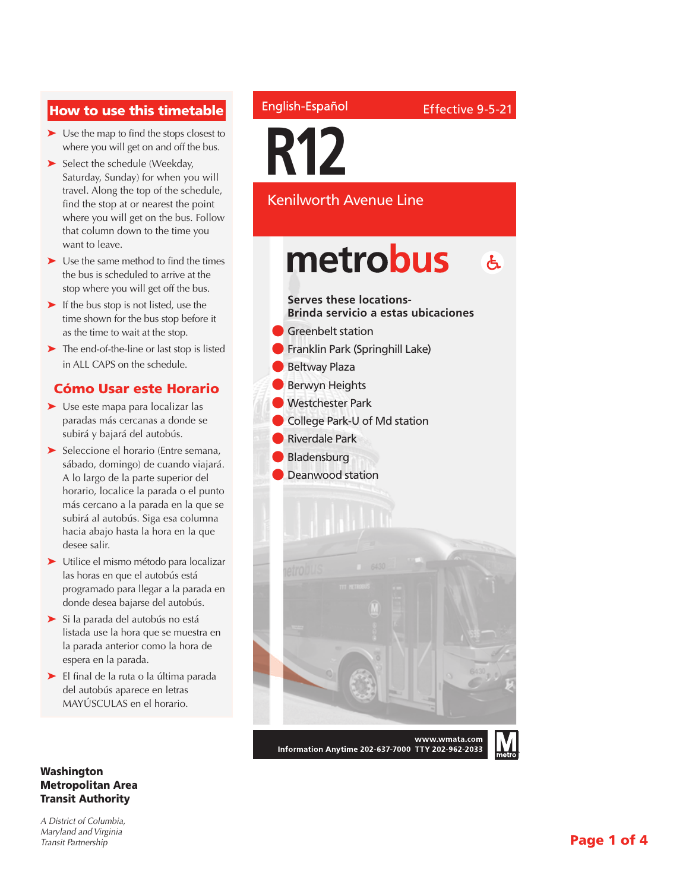English-Español

Effective 9-5-21

# R12

## Kenilworth Avenue Line

metrobus

**Serves these locations-**
**Brinda servicio a estas ubicaciones**

- Greenbelt station
- Franklin Park (Springhill Lake)
- Beltway Plaza
- Berwyn Heights
- Westchester Park
- College Park-U of Md station
- Riverdale Park
- Bladensburg
- Deanwood station

## How to use this timetable

- Use the map to find the stops closest to where you will get on and off the bus.
- Select the schedule (Weekday, Saturday, Sunday) for when you will travel. Along the top of the schedule, find the stop at or nearest the point where you will get on the bus. Follow that column down to the time you want to leave.
- Use the same method to find the times the bus is scheduled to arrive at the stop where you will get off the bus.
- If the bus stop is not listed, use the time shown for the bus stop before it as the time to wait at the stop.
- The end-of-the-line or last stop is listed in ALL CAPS on the schedule.

## Cómo Usar este Horario

- Use este mapa para localizar las paradas más cercanas a donde se subirá y bajará del autobús.
- Seleccione el horario (Entre semana, sábado, domingo) de cuando viajará. A lo largo de la parte superior del horario, localice la parada o el punto más cercano a la parada en la que se subirá al autobús. Siga esa columna hacia abajo hasta la hora en la que desee salir.
- Utilice el mismo método para localizar las horas en que el autobús está programado para llegar a la parada en donde desea bajarse del autobús.
- Si la parada del autobús no está listada use la hora que se muestra en la parada anterior como la hora de espera en la parada.
- El final de la ruta o la última parada del autobús aparece en letras MAYÚSCULAS en el horario.

www.wmata.com
Information Anytime 202-637-7000 TTY 202-962-2033

**Washington Metropolitan Area Transit Authority**

*A District of Columbia, Maryland and Virginia Transit Partnership*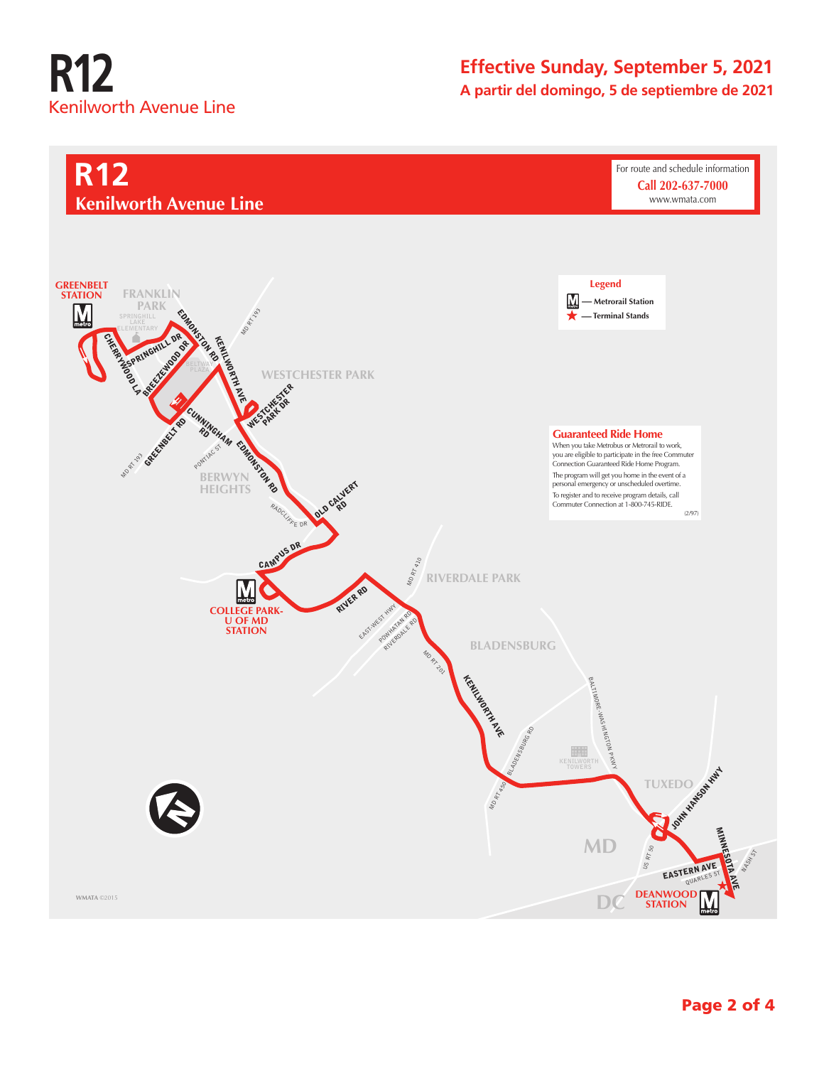# R12
Kenilworth Avenue Line

**Effective Sunday, September 5, 2021**
**A partir del domingo, 5 de septiembre de 2021**

## R12
## Kenilworth Avenue Line

For route and schedule information
**Call 202-637-7000**
www.wmata.com

**Legend**
- Metrorail Station
- Terminal Stands

GREENBELT STATION

FRANKLIN PARK

SPRINGHILL LAKE ELEMENTARY

CHERRYWOOD LA

SPRINGHILL DR

BREEZEWOOD DR

EDMONSTON RD

KENILWORTH AVE

BELTWAY PLAZA

MD RT 193

WESTCHESTER PARK

WESTCHESTER PARK DR

GREENBELT RD

CUNNINGHAM RD

PONTIAC ST

EDMONSTON RD

BERWYN HEIGHTS

RADCLIFFE DR

OLD CALVERT RD

CAMPUS DR

COLLEGE PARK-U OF MD STATION

RIVER RD

MD RT 410

RIVERDALE PARK

EAST-WEST HWY

POWHATAN RD

RIVERDALE RD

MD RT 201

BLADENSBURG

KENILWORTH AVE

BLADENSBURG RD

BALTIMORE-WASHINGTON PKWY

KENILWORTH TOWERS

MD RT 450

TUXEDO

JOHN HANSON HWY

MD

US RT 50

EASTERN AVE

QUARLES ST

MINNESOTA AVE

NASH ST

DC

DEANWOOD STATION

**Guaranteed Ride Home**

When you take Metrobus or Metrorail to work, you are eligible to participate in the free Commuter Connection Guaranteed Ride Home Program.

The program will get you home in the event of a personal emergency or unscheduled overtime.

To register and to receive program details, call Commuter Connection at 1-800-745-RIDE.

(2/97)

WMATA ©2015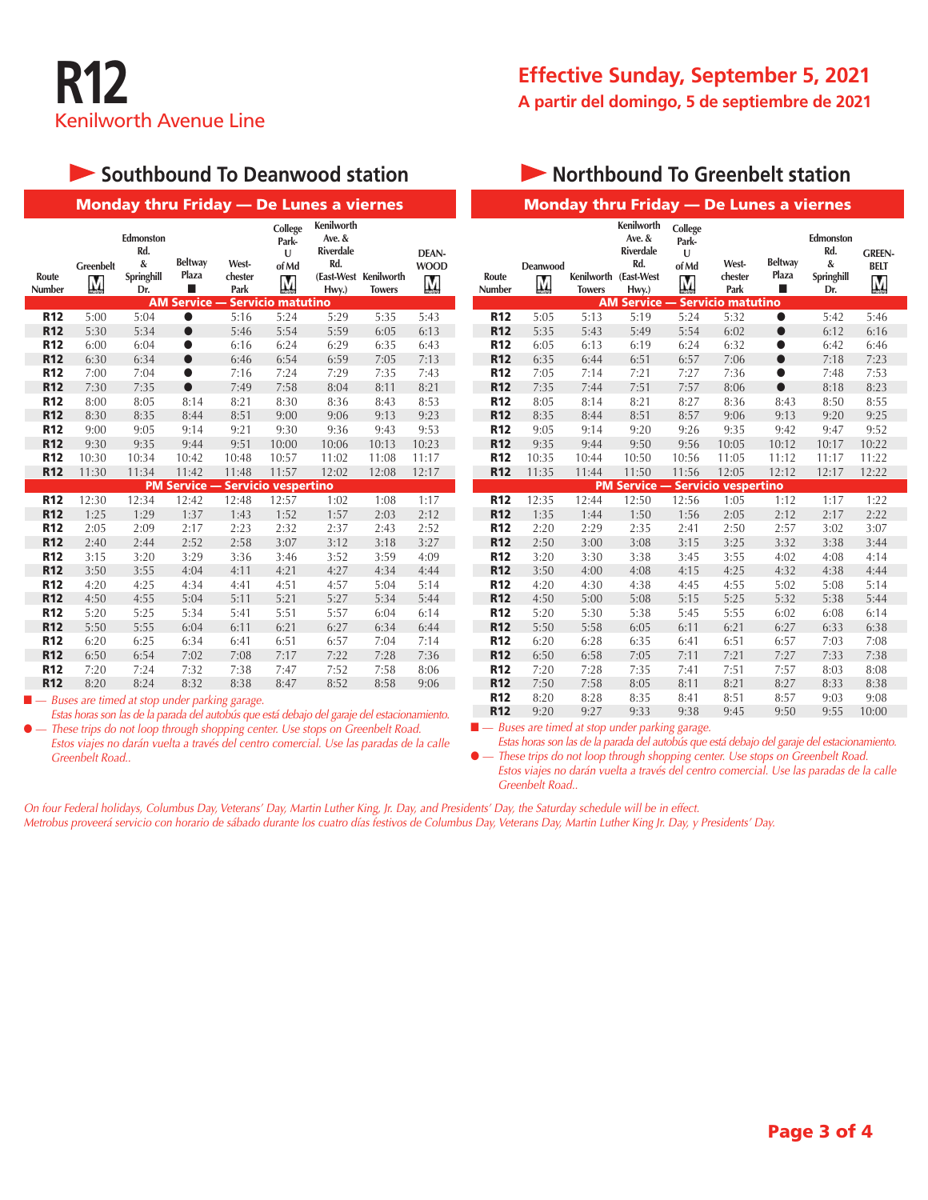# R12

Kenilworth Avenue Line

**Effective Sunday, September 5, 2021**

**A partir del domingo, 5 de septiembre de 2021**

## Southbound To Deanwood station

### Monday thru Friday — De Lunes a viernes

| Route Number | Greenbelt M | Edmonston Rd. & Springhill Dr. | Beltway Plaza ■ | West-chester Park | College Park-U of Md M | Kenilworth Ave. & Riverdale Rd. (East-West Hwy.) | Kenilworth Towers | DEAN-WOOD M |
|---|---|---|---|---|---|---|---|---|
| **AM Service — Servicio matutino** | | | | | | | | |
| **R12** | 5:00 | 5:04 | ● | 5:16 | 5:24 | 5:29 | 5:35 | 5:43 |
| **R12** | 5:30 | 5:34 | ● | 5:46 | 5:54 | 5:59 | 6:05 | 6:13 |
| **R12** | 6:00 | 6:04 | ● | 6:16 | 6:24 | 6:29 | 6:35 | 6:43 |
| **R12** | 6:30 | 6:34 | ● | 6:46 | 6:54 | 6:59 | 7:05 | 7:13 |
| **R12** | 7:00 | 7:04 | ● | 7:16 | 7:24 | 7:29 | 7:35 | 7:43 |
| **R12** | 7:30 | 7:35 | ● | 7:49 | 7:58 | 8:04 | 8:11 | 8:21 |
| **R12** | 8:00 | 8:05 | 8:14 | 8:21 | 8:30 | 8:36 | 8:43 | 8:53 |
| **R12** | 8:30 | 8:35 | 8:44 | 8:51 | 9:00 | 9:06 | 9:13 | 9:23 |
| **R12** | 9:00 | 9:05 | 9:14 | 9:21 | 9:30 | 9:36 | 9:43 | 9:53 |
| **R12** | 9:30 | 9:35 | 9:44 | 9:51 | 10:00 | 10:06 | 10:13 | 10:23 |
| **R12** | 10:30 | 10:34 | 10:42 | 10:48 | 10:57 | 11:02 | 11:08 | 11:17 |
| **R12** | 11:30 | 11:34 | 11:42 | 11:48 | 11:57 | 12:02 | 12:08 | 12:17 |
| **PM Service — Servicio vespertino** | | | | | | | | |
| **R12** | 12:30 | 12:34 | 12:42 | 12:48 | 12:57 | 1:02 | 1:08 | 1:17 |
| **R12** | 1:25 | 1:29 | 1:37 | 1:43 | 1:52 | 1:57 | 2:03 | 2:12 |
| **R12** | 2:05 | 2:09 | 2:17 | 2:23 | 2:32 | 2:37 | 2:43 | 2:52 |
| **R12** | 2:40 | 2:44 | 2:52 | 2:58 | 3:07 | 3:12 | 3:18 | 3:27 |
| **R12** | 3:15 | 3:20 | 3:29 | 3:36 | 3:46 | 3:52 | 3:59 | 4:09 |
| **R12** | 3:50 | 3:55 | 4:04 | 4:11 | 4:21 | 4:27 | 4:34 | 4:44 |
| **R12** | 4:20 | 4:25 | 4:34 | 4:41 | 4:51 | 4:57 | 5:04 | 5:14 |
| **R12** | 4:50 | 4:55 | 5:04 | 5:11 | 5:21 | 5:27 | 5:34 | 5:44 |
| **R12** | 5:20 | 5:25 | 5:34 | 5:41 | 5:51 | 5:57 | 6:04 | 6:14 |
| **R12** | 5:50 | 5:55 | 6:04 | 6:11 | 6:21 | 6:27 | 6:34 | 6:44 |
| **R12** | 6:20 | 6:25 | 6:34 | 6:41 | 6:51 | 6:57 | 7:04 | 7:14 |
| **R12** | 6:50 | 6:54 | 7:02 | 7:08 | 7:17 | 7:22 | 7:28 | 7:36 |
| **R12** | 7:20 | 7:24 | 7:32 | 7:38 | 7:47 | 7:52 | 7:58 | 8:06 |
| **R12** | 8:20 | 8:24 | 8:32 | 8:38 | 8:47 | 8:52 | 8:58 | 9:06 |

■ — *Buses are timed at stop under parking garage.*
*Estas horas son las de la parada del autobús que está debajo del garaje del estacionamiento.*

● — *These trips do not loop through shopping center. Use stops on Greenbelt Road.*
*Estos viajes no darán vuelta a través del centro comercial. Use las paradas de la calle Greenbelt Road..*

## Northbound To Greenbelt station

### Monday thru Friday — De Lunes a viernes

| Route Number | Deanwood M | Kenilworth Towers | Kenilworth Ave. & Riverdale Rd. (East-West Hwy.) | College Park-U of Md M | West-chester Park | Beltway Plaza ■ | Edmonston Rd. & Springhill Dr. | GREEN-BELT M |
|---|---|---|---|---|---|---|---|---|
| **AM Service — Servicio matutino** | | | | | | | | |
| **R12** | 5:05 | 5:13 | 5:19 | 5:24 | 5:32 | ● | 5:42 | 5:46 |
| **R12** | 5:35 | 5:43 | 5:49 | 5:54 | 6:02 | ● | 6:12 | 6:16 |
| **R12** | 6:05 | 6:13 | 6:19 | 6:24 | 6:32 | ● | 6:42 | 6:46 |
| **R12** | 6:35 | 6:44 | 6:51 | 6:57 | 7:06 | ● | 7:18 | 7:23 |
| **R12** | 7:05 | 7:14 | 7:21 | 7:27 | 7:36 | ● | 7:48 | 7:53 |
| **R12** | 7:35 | 7:44 | 7:51 | 7:57 | 8:06 | ● | 8:18 | 8:23 |
| **R12** | 8:05 | 8:14 | 8:21 | 8:27 | 8:36 | 8:43 | 8:50 | 8:55 |
| **R12** | 8:35 | 8:44 | 8:51 | 8:57 | 9:06 | 9:13 | 9:20 | 9:25 |
| **R12** | 9:05 | 9:14 | 9:20 | 9:26 | 9:35 | 9:42 | 9:47 | 9:52 |
| **R12** | 9:35 | 9:44 | 9:50 | 9:56 | 10:05 | 10:12 | 10:17 | 10:22 |
| **R12** | 10:35 | 10:44 | 10:50 | 10:56 | 11:05 | 11:12 | 11:17 | 11:22 |
| **R12** | 11:35 | 11:44 | 11:50 | 11:56 | 12:05 | 12:12 | 12:17 | 12:22 |
| **PM Service — Servicio vespertino** | | | | | | | | |
| **R12** | 12:35 | 12:44 | 12:50 | 12:56 | 1:05 | 1:12 | 1:17 | 1:22 |
| **R12** | 1:35 | 1:44 | 1:50 | 1:56 | 2:05 | 2:12 | 2:17 | 2:22 |
| **R12** | 2:20 | 2:29 | 2:35 | 2:41 | 2:50 | 2:57 | 3:02 | 3:07 |
| **R12** | 2:50 | 3:00 | 3:08 | 3:15 | 3:25 | 3:32 | 3:38 | 3:44 |
| **R12** | 3:20 | 3:30 | 3:38 | 3:45 | 3:55 | 4:02 | 4:08 | 4:14 |
| **R12** | 3:50 | 4:00 | 4:08 | 4:15 | 4:25 | 4:32 | 4:38 | 4:44 |
| **R12** | 4:20 | 4:30 | 4:38 | 4:45 | 4:55 | 5:02 | 5:08 | 5:14 |
| **R12** | 4:50 | 5:00 | 5:08 | 5:15 | 5:25 | 5:32 | 5:38 | 5:44 |
| **R12** | 5:20 | 5:30 | 5:38 | 5:45 | 5:55 | 6:02 | 6:08 | 6:14 |
| **R12** | 5:50 | 5:58 | 6:05 | 6:11 | 6:21 | 6:27 | 6:33 | 6:38 |
| **R12** | 6:20 | 6:28 | 6:35 | 6:41 | 6:51 | 6:57 | 7:03 | 7:08 |
| **R12** | 6:50 | 6:58 | 7:05 | 7:11 | 7:21 | 7:27 | 7:33 | 7:38 |
| **R12** | 7:20 | 7:28 | 7:35 | 7:41 | 7:51 | 7:57 | 8:03 | 8:08 |
| **R12** | 7:50 | 7:58 | 8:05 | 8:11 | 8:21 | 8:27 | 8:33 | 8:38 |
| **R12** | 8:20 | 8:28 | 8:35 | 8:41 | 8:51 | 8:57 | 9:03 | 9:08 |
| **R12** | 9:20 | 9:27 | 9:33 | 9:38 | 9:45 | 9:50 | 9:55 | 10:00 |

■ — *Buses are timed at stop under parking garage.*
*Estas horas son las de la parada del autobús que está debajo del garaje del estacionamiento.*

● — *These trips do not loop through shopping center. Use stops on Greenbelt Road.*
*Estos viajes no darán vuelta a través del centro comercial. Use las paradas de la calle Greenbelt Road..*

*On four Federal holidays, Columbus Day, Veterans' Day, Martin Luther King, Jr. Day, and Presidents' Day, the Saturday schedule will be in effect.*
*Metrobus proveerá servicio con horario de sábado durante los cuatro días festivos de Columbus Day, Veterans Day, Martin Luther King Jr. Day, y Presidents' Day.*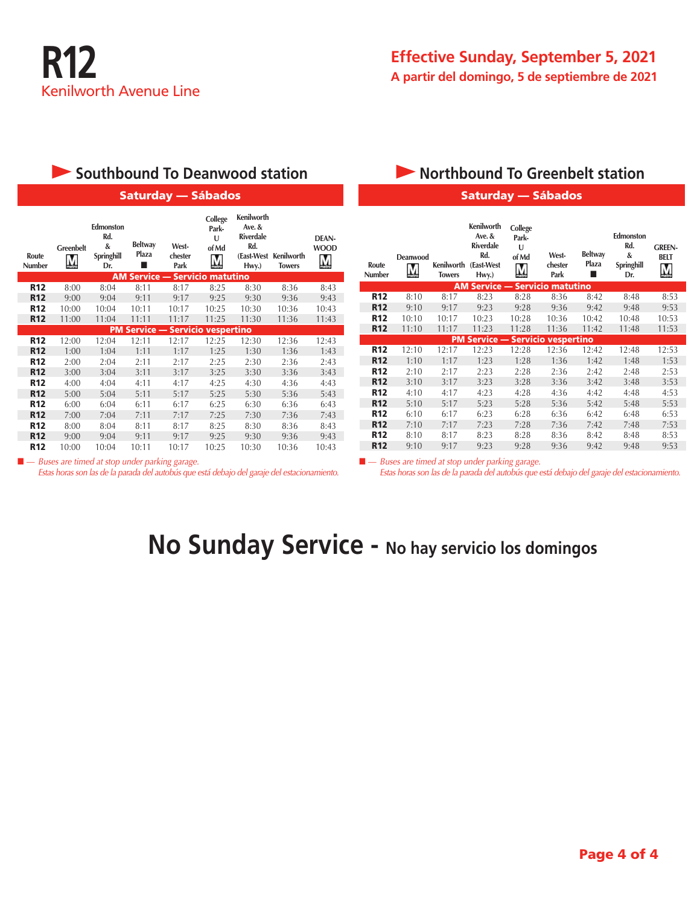# R12

Kenilworth Avenue Line

**Effective Sunday, September 5, 2021**

**A partir del domingo, 5 de septiembre de 2021**

## Southbound To Deanwood station

**Saturday — Sábados**

| Route Number | Greenbelt M | Edmonston Rd. & Springhill Dr. | Beltway Plaza ■ | West-chester Park | College Park-U of Md M | Kenilworth Ave. & Riverdale Rd. (East-West Hwy.) | Kenilworth Towers | DEAN-WOOD M |
|---|---|---|---|---|---|---|---|---|
| **AM Service — Servicio matutino** | | | | | | | | |
| R12 | 8:00 | 8:04 | 8:11 | 8:17 | 8:25 | 8:30 | 8:36 | 8:43 |
| R12 | 9:00 | 9:04 | 9:11 | 9:17 | 9:25 | 9:30 | 9:36 | 9:43 |
| R12 | 10:00 | 10:04 | 10:11 | 10:17 | 10:25 | 10:30 | 10:36 | 10:43 |
| R12 | 11:00 | 11:04 | 11:11 | 11:17 | 11:25 | 11:30 | 11:36 | 11:43 |
| **PM Service — Servicio vespertino** | | | | | | | | |
| R12 | 12:00 | 12:04 | 12:11 | 12:17 | 12:25 | 12:30 | 12:36 | 12:43 |
| R12 | 1:00 | 1:04 | 1:11 | 1:17 | 1:25 | 1:30 | 1:36 | 1:43 |
| R12 | 2:00 | 2:04 | 2:11 | 2:17 | 2:25 | 2:30 | 2:36 | 2:43 |
| R12 | 3:00 | 3:04 | 3:11 | 3:17 | 3:25 | 3:30 | 3:36 | 3:43 |
| R12 | 4:00 | 4:04 | 4:11 | 4:17 | 4:25 | 4:30 | 4:36 | 4:43 |
| R12 | 5:00 | 5:04 | 5:11 | 5:17 | 5:25 | 5:30 | 5:36 | 5:43 |
| R12 | 6:00 | 6:04 | 6:11 | 6:17 | 6:25 | 6:30 | 6:36 | 6:43 |
| R12 | 7:00 | 7:04 | 7:11 | 7:17 | 7:25 | 7:30 | 7:36 | 7:43 |
| R12 | 8:00 | 8:04 | 8:11 | 8:17 | 8:25 | 8:30 | 8:36 | 8:43 |
| R12 | 9:00 | 9:04 | 9:11 | 9:17 | 9:25 | 9:30 | 9:36 | 9:43 |
| R12 | 10:00 | 10:04 | 10:11 | 10:17 | 10:25 | 10:30 | 10:36 | 10:43 |

■ — *Buses are timed at stop under parking garage.*
*Estas horas son las de la parada del autobús que está debajo del garaje del estacionamiento.*

## Northbound To Greenbelt station

**Saturday — Sábados**

| Route Number | Deanwood M | Kenilworth Towers | Kenilworth Ave. & Riverdale Rd. (East-West Hwy.) | College Park-U of Md M | West-chester Park | Beltway Plaza ■ | Edmonston Rd. & Springhill Dr. | GREEN-BELT M |
|---|---|---|---|---|---|---|---|---|
| **AM Service — Servicio matutino** | | | | | | | | |
| R12 | 8:10 | 8:17 | 8:23 | 8:28 | 8:36 | 8:42 | 8:48 | 8:53 |
| R12 | 9:10 | 9:17 | 9:23 | 9:28 | 9:36 | 9:42 | 9:48 | 9:53 |
| R12 | 10:10 | 10:17 | 10:23 | 10:28 | 10:36 | 10:42 | 10:48 | 10:53 |
| R12 | 11:10 | 11:17 | 11:23 | 11:28 | 11:36 | 11:42 | 11:48 | 11:53 |
| **PM Service — Servicio vespertino** | | | | | | | | |
| R12 | 12:10 | 12:17 | 12:23 | 12:28 | 12:36 | 12:42 | 12:48 | 12:53 |
| R12 | 1:10 | 1:17 | 1:23 | 1:28 | 1:36 | 1:42 | 1:48 | 1:53 |
| R12 | 2:10 | 2:17 | 2:23 | 2:28 | 2:36 | 2:42 | 2:48 | 2:53 |
| R12 | 3:10 | 3:17 | 3:23 | 3:28 | 3:36 | 3:42 | 3:48 | 3:53 |
| R12 | 4:10 | 4:17 | 4:23 | 4:28 | 4:36 | 4:42 | 4:48 | 4:53 |
| R12 | 5:10 | 5:17 | 5:23 | 5:28 | 5:36 | 5:42 | 5:48 | 5:53 |
| R12 | 6:10 | 6:17 | 6:23 | 6:28 | 6:36 | 6:42 | 6:48 | 6:53 |
| R12 | 7:10 | 7:17 | 7:23 | 7:28 | 7:36 | 7:42 | 7:48 | 7:53 |
| R12 | 8:10 | 8:17 | 8:23 | 8:28 | 8:36 | 8:42 | 8:48 | 8:53 |
| R12 | 9:10 | 9:17 | 9:23 | 9:28 | 9:36 | 9:42 | 9:48 | 9:53 |

■ — *Buses are timed at stop under parking garage.*
*Estas horas son las de la parada del autobús que está debajo del garaje del estacionamiento.*

# No Sunday Service - No hay servicio los domingos